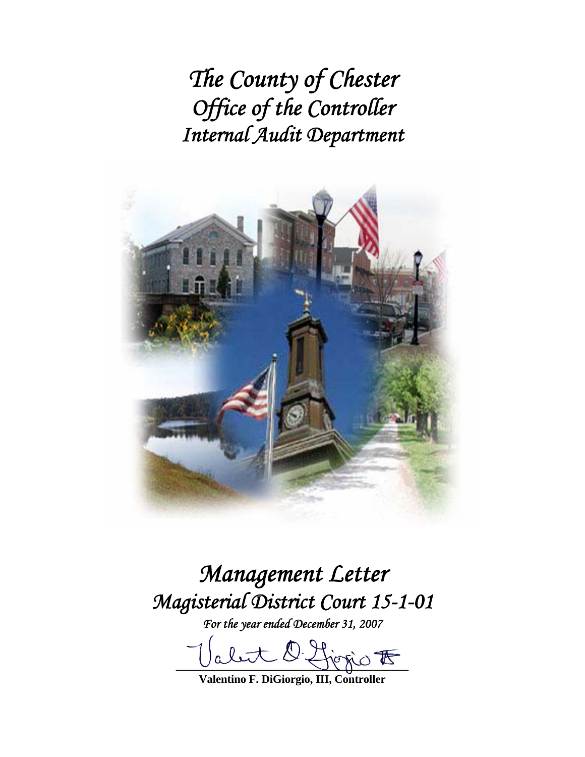# *The County of Chester*
# *Office of the Controller*
# *Internal Audit Department*

# *Management Letter*
# *Magisterial District Court 15-1-01*

*For the year ended December 31, 2007*

**Valentino F. DiGiorgio, III, Controller**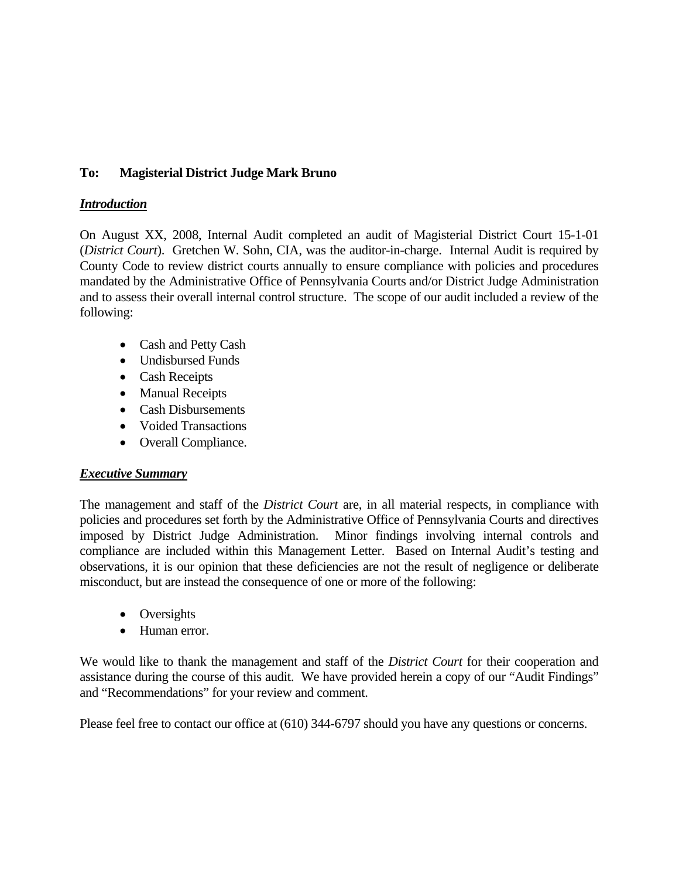**To: Magisterial District Judge Mark Bruno**

***Introduction***

On August XX, 2008, Internal Audit completed an audit of Magisterial District Court 15-1-01 (*District Court*). Gretchen W. Sohn, CIA, was the auditor-in-charge. Internal Audit is required by County Code to review district courts annually to ensure compliance with policies and procedures mandated by the Administrative Office of Pennsylvania Courts and/or District Judge Administration and to assess their overall internal control structure. The scope of our audit included a review of the following:

- Cash and Petty Cash
- Undisbursed Funds
- Cash Receipts
- Manual Receipts
- Cash Disbursements
- Voided Transactions
- Overall Compliance.

***Executive Summary***

The management and staff of the *District Court* are, in all material respects, in compliance with policies and procedures set forth by the Administrative Office of Pennsylvania Courts and directives imposed by District Judge Administration. Minor findings involving internal controls and compliance are included within this Management Letter. Based on Internal Audit's testing and observations, it is our opinion that these deficiencies are not the result of negligence or deliberate misconduct, but are instead the consequence of one or more of the following:

- Oversights
- Human error.

We would like to thank the management and staff of the *District Court* for their cooperation and assistance during the course of this audit. We have provided herein a copy of our "Audit Findings" and "Recommendations" for your review and comment.

Please feel free to contact our office at (610) 344-6797 should you have any questions or concerns.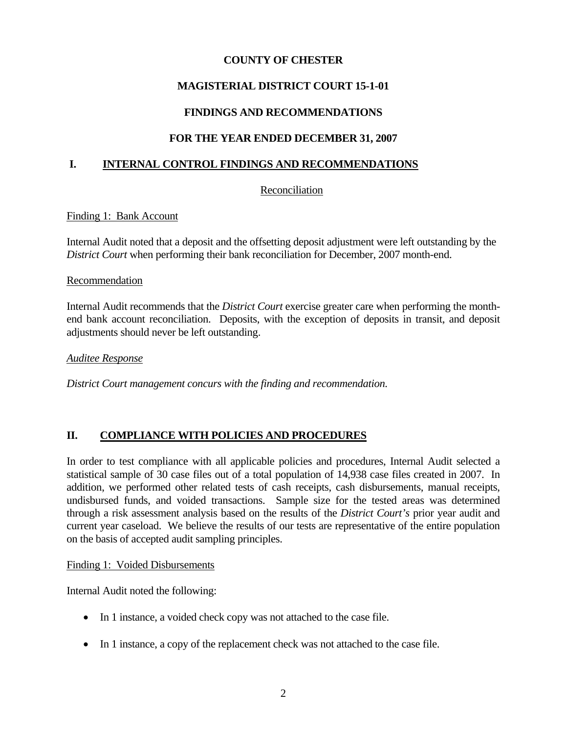**COUNTY OF CHESTER**

**MAGISTERIAL DISTRICT COURT 15-1-01**

**FINDINGS AND RECOMMENDATIONS**

**FOR THE YEAR ENDED DECEMBER 31, 2007**

## I. INTERNAL CONTROL FINDINGS AND RECOMMENDATIONS

Reconciliation

Finding 1: Bank Account

Internal Audit noted that a deposit and the offsetting deposit adjustment were left outstanding by the *District Court* when performing their bank reconciliation for December, 2007 month-end.

Recommendation

Internal Audit recommends that the *District Court* exercise greater care when performing the month-end bank account reconciliation. Deposits, with the exception of deposits in transit, and deposit adjustments should never be left outstanding.

*Auditee Response*

*District Court management concurs with the finding and recommendation.*

## II. COMPLIANCE WITH POLICIES AND PROCEDURES

In order to test compliance with all applicable policies and procedures, Internal Audit selected a statistical sample of 30 case files out of a total population of 14,938 case files created in 2007. In addition, we performed other related tests of cash receipts, cash disbursements, manual receipts, undisbursed funds, and voided transactions. Sample size for the tested areas was determined through a risk assessment analysis based on the results of the *District Court's* prior year audit and current year caseload. We believe the results of our tests are representative of the entire population on the basis of accepted audit sampling principles.

Finding 1: Voided Disbursements

Internal Audit noted the following:

- In 1 instance, a voided check copy was not attached to the case file.
- In 1 instance, a copy of the replacement check was not attached to the case file.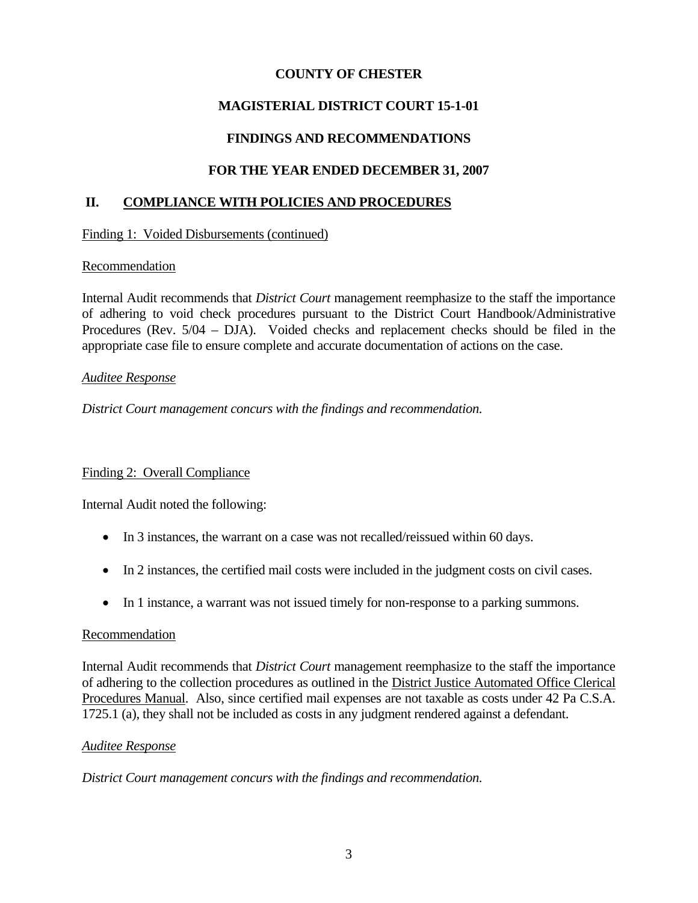# COUNTY OF CHESTER

## MAGISTERIAL DISTRICT COURT 15-1-01

## FINDINGS AND RECOMMENDATIONS

## FOR THE YEAR ENDED DECEMBER 31, 2007

## II. COMPLIANCE WITH POLICIES AND PROCEDURES

Finding 1: Voided Disbursements (continued)

Recommendation

Internal Audit recommends that *District Court* management reemphasize to the staff the importance of adhering to void check procedures pursuant to the District Court Handbook/Administrative Procedures (Rev. 5/04 – DJA). Voided checks and replacement checks should be filed in the appropriate case file to ensure complete and accurate documentation of actions on the case.

*Auditee Response*

*District Court management concurs with the findings and recommendation.*

Finding 2: Overall Compliance

Internal Audit noted the following:

- In 3 instances, the warrant on a case was not recalled/reissued within 60 days.
- In 2 instances, the certified mail costs were included in the judgment costs on civil cases.
- In 1 instance, a warrant was not issued timely for non-response to a parking summons.

Recommendation

Internal Audit recommends that *District Court* management reemphasize to the staff the importance of adhering to the collection procedures as outlined in the District Justice Automated Office Clerical Procedures Manual. Also, since certified mail expenses are not taxable as costs under 42 Pa C.S.A. 1725.1 (a), they shall not be included as costs in any judgment rendered against a defendant.

*Auditee Response*

*District Court management concurs with the findings and recommendation.*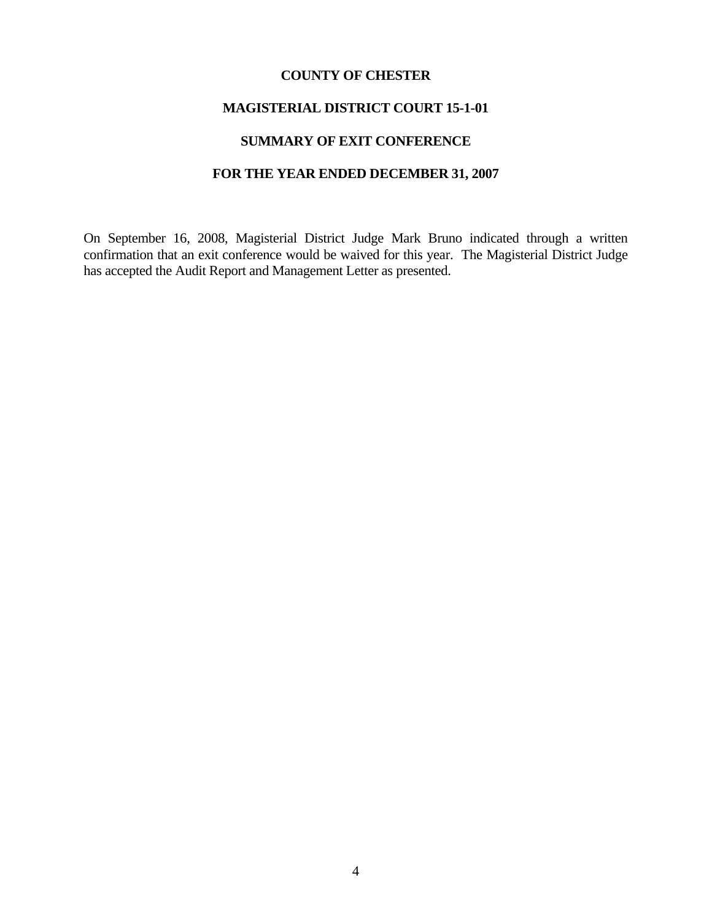**COUNTY OF CHESTER**

**MAGISTERIAL DISTRICT COURT 15-1-01**

**SUMMARY OF EXIT CONFERENCE**

**FOR THE YEAR ENDED DECEMBER 31, 2007**

On September 16, 2008, Magisterial District Judge Mark Bruno indicated through a written confirmation that an exit conference would be waived for this year. The Magisterial District Judge has accepted the Audit Report and Management Letter as presented.